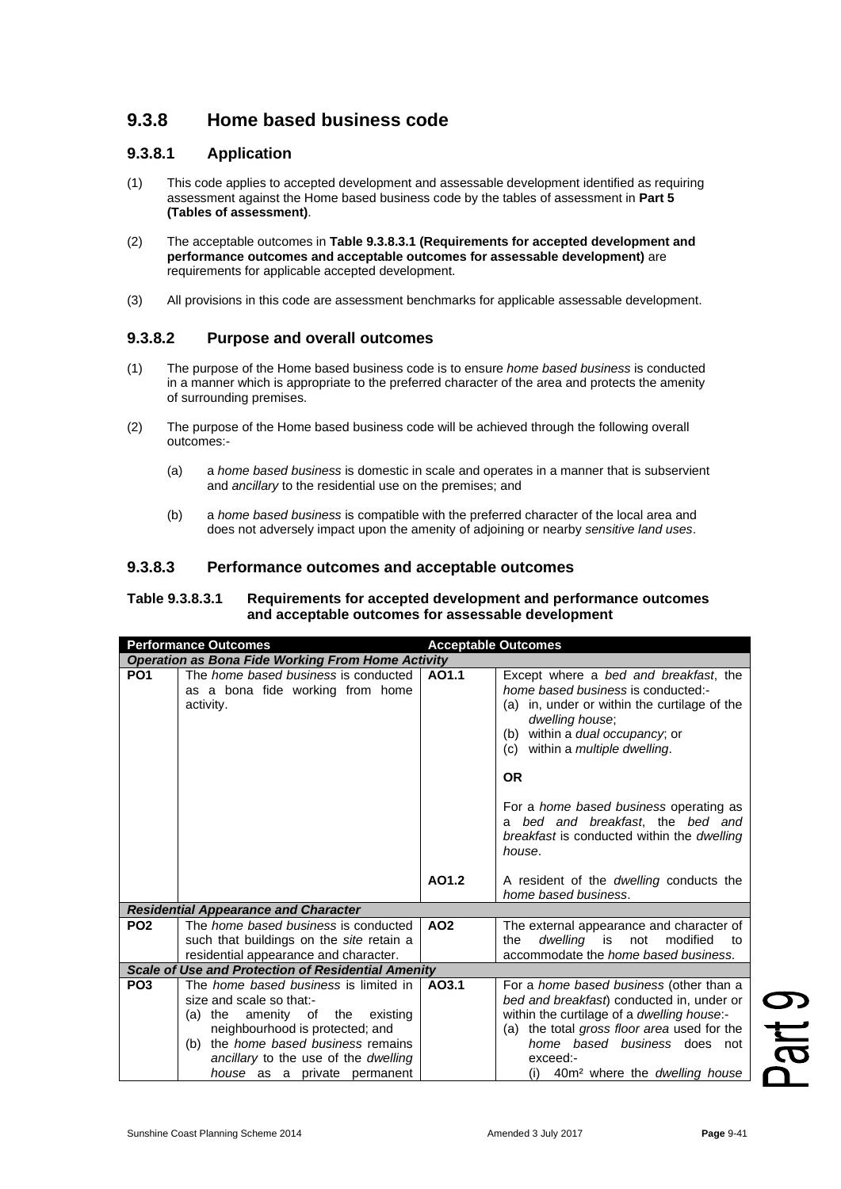## 9.3.8 Home based business code

### 9.3.8.1 Application

(1) This code applies to accepted development and assessable development identified as requiring assessment against the Home based business code by the tables of assessment in **Part 5 (Tables of assessment)**.

(2) The acceptable outcomes in **Table 9.3.8.3.1 (Requirements for accepted development and performance outcomes and acceptable outcomes for assessable development)** are requirements for applicable accepted development.

(3) All provisions in this code are assessment benchmarks for applicable assessable development.

### 9.3.8.2 Purpose and overall outcomes

(1) The purpose of the Home based business code is to ensure *home based business* is conducted in a manner which is appropriate to the preferred character of the area and protects the amenity of surrounding premises.

(2) The purpose of the Home based business code will be achieved through the following overall outcomes:-

  (a) a *home based business* is domestic in scale and operates in a manner that is subservient and *ancillary* to the residential use on the premises; and

  (b) a *home based business* is compatible with the preferred character of the local area and does not adversely impact upon the amenity of adjoining or nearby *sensitive land uses*.

### 9.3.8.3 Performance outcomes and acceptable outcomes

**Table 9.3.8.3.1 Requirements for accepted development and performance outcomes and acceptable outcomes for assessable development**

| Performance Outcomes | | Acceptable Outcomes | |
|---|---|---|---|
| ***Operation as Bona Fide Working From Home Activity*** | | | |
| **PO1** | The *home based business* is conducted as a bona fide working from home activity. | **AO1.1** | Except where a *bed and breakfast*, the *home based business* is conducted:- (a) in, under or within the curtilage of the *dwelling house*; (b) within a *dual occupancy*; or (c) within a *multiple dwelling*. **OR** For a *home based business* operating as a *bed and breakfast*, the *bed and breakfast* is conducted within the *dwelling house*. |
| | | **AO1.2** | A resident of the *dwelling* conducts the *home based business*. |
| ***Residential Appearance and Character*** | | | |
| **PO2** | The *home based business* is conducted such that buildings on the *site* retain a residential appearance and character. | **AO2** | The external appearance and character of the *dwelling* is not modified to accommodate the *home based business*. |
| ***Scale of Use and Protection of Residential Amenity*** | | | |
| **PO3** | The *home based business* is limited in size and scale so that:- (a) the amenity of the existing neighbourhood is protected; and (b) the *home based business* remains *ancillary* to the use of the *dwelling house* as a private permanent | **AO3.1** | For a *home based business* (other than a *bed and breakfast*) conducted in, under or within the curtilage of a *dwelling house*:- (a) the total *gross floor area* used for the *home based business* does not exceed:- (i) 40m² where the *dwelling house* |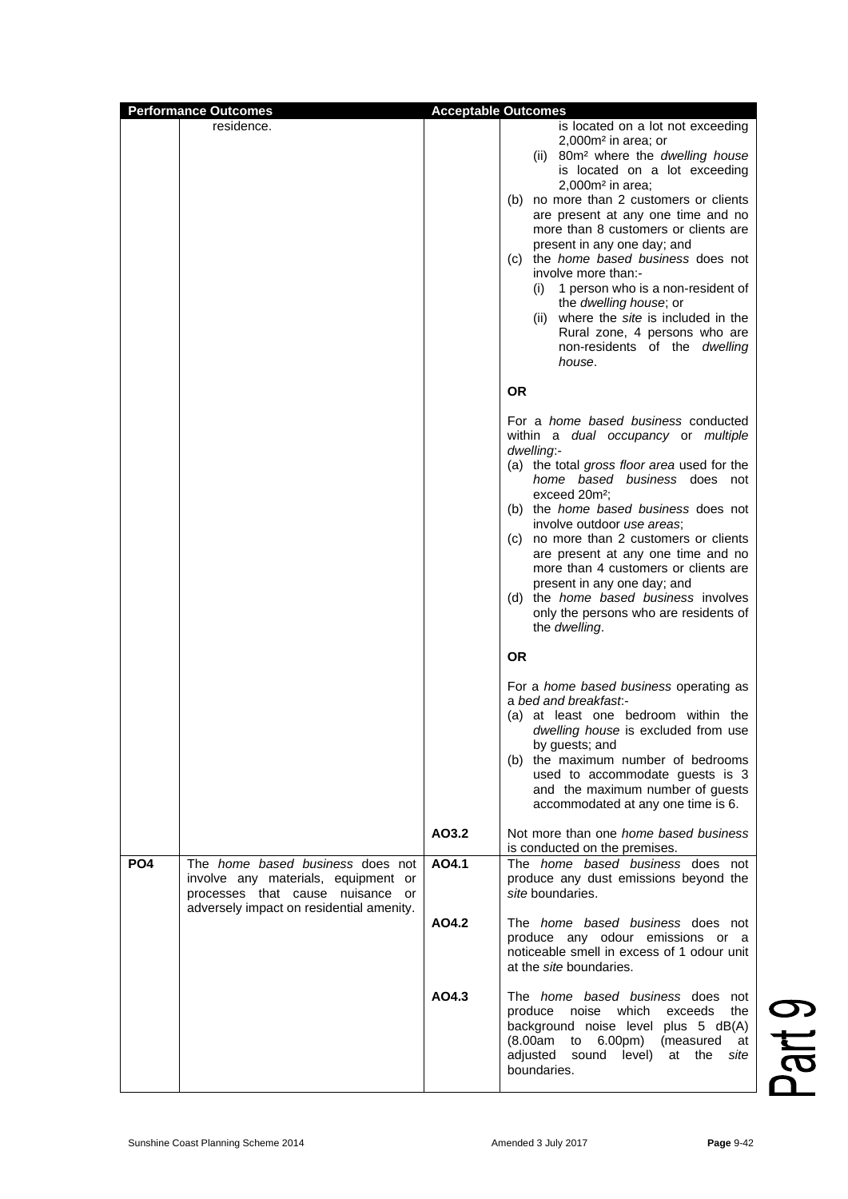| Performance Outcomes | | Acceptable Outcomes | |
|---|---|---|---|
| | residence. | | is located on a lot not exceeding 2,000m² in area; or<br>(ii) 80m² where the *dwelling house* is located on a lot exceeding 2,000m² in area;<br>(b) no more than 2 customers or clients are present at any one time and no more than 8 customers or clients are present in any one day; and<br>(c) the *home based business* does not involve more than:-<br>(i) 1 person who is a non-resident of the *dwelling house*; or<br>(ii) where the *site* is included in the Rural zone, 4 persons who are non-residents of the *dwelling house*.<br><br>**OR**<br><br>For a *home based business* conducted within a *dual occupancy* or *multiple dwelling*:-<br>(a) the total *gross floor area* used for the *home based business* does not exceed 20m²;<br>(b) the *home based business* does not involve outdoor *use areas*;<br>(c) no more than 2 customers or clients are present at any one time and no more than 4 customers or clients are present in any one day; and<br>(d) the *home based business* involves only the persons who are residents of the *dwelling*.<br><br>**OR**<br><br>For a *home based business* operating as a *bed and breakfast*:-<br>(a) at least one bedroom within the *dwelling house* is excluded from use by guests; and<br>(b) the maximum number of bedrooms used to accommodate guests is 3 and the maximum number of guests accommodated at any one time is 6. |
| | | AO3.2 | Not more than one *home based business* is conducted on the premises. |
| PO4 | The *home based business* does not involve any materials, equipment or processes that cause nuisance or adversely impact on residential amenity. | AO4.1 | The *home based business* does not produce any dust emissions beyond the *site* boundaries. |
| | | AO4.2 | The *home based business* does not produce any odour emissions or a noticeable smell in excess of 1 odour unit at the *site* boundaries. |
| | | AO4.3 | The *home based business* does not produce noise which exceeds the background noise level plus 5 dB(A) (8.00am to 6.00pm) (measured at adjusted sound level) at the *site* boundaries. |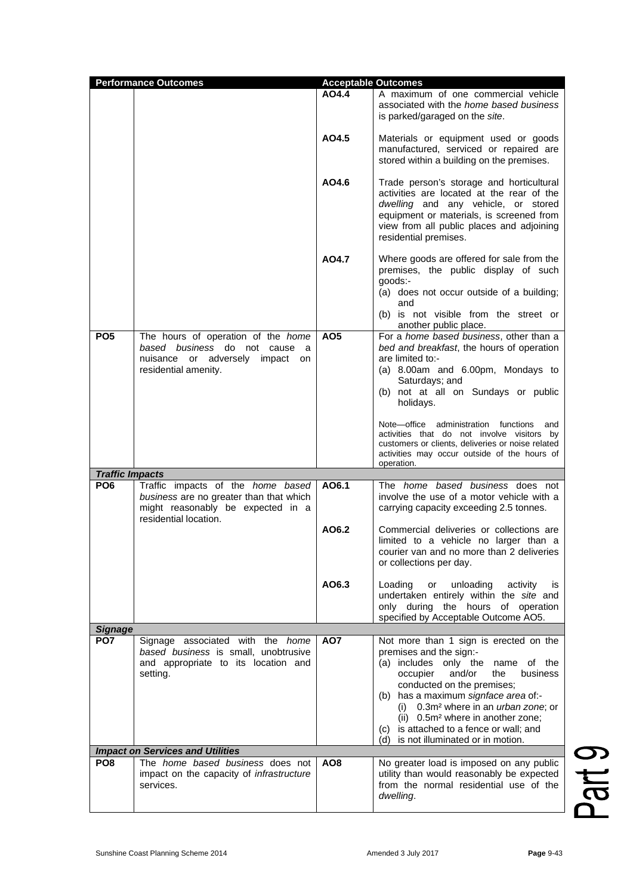| Performance Outcomes | | Acceptable Outcomes | |
|---|---|---|---|
| | | **AO4.4** | A maximum of one commercial vehicle associated with the *home based business* is parked/garaged on the *site*. |
| | | **AO4.5** | Materials or equipment used or goods manufactured, serviced or repaired are stored within a building on the premises. |
| | | **AO4.6** | Trade person's storage and horticultural activities are located at the rear of the *dwelling* and any vehicle, or stored equipment or materials, is screened from view from all public places and adjoining residential premises. |
| | | **AO4.7** | Where goods are offered for sale from the premises, the public display of such goods:- (a) does not occur outside of a building; and (b) is not visible from the street or another public place. |
| **PO5** | The hours of operation of the *home based business* do not cause a nuisance or adversely impact on residential amenity. | **AO5** | For a *home based business*, other than a *bed and breakfast*, the hours of operation are limited to:- (a) 8.00am and 6.00pm, Mondays to Saturdays; and (b) not at all on Sundays or public holidays. Note—office administration functions and activities that do not involve visitors by customers or clients, deliveries or noise related activities may occur outside of the hours of operation. |
| ***Traffic Impacts*** | | | |
| **PO6** | Traffic impacts of the *home based business* are no greater than that which might reasonably be expected in a residential location. | **AO6.1** | The *home based business* does not involve the use of a motor vehicle with a carrying capacity exceeding 2.5 tonnes. |
| | | **AO6.2** | Commercial deliveries or collections are limited to a vehicle no larger than a courier van and no more than 2 deliveries or collections per day. |
| | | **AO6.3** | Loading or unloading activity is undertaken entirely within the *site* and only during the hours of operation specified by Acceptable Outcome AO5. |
| ***Signage*** | | | |
| **PO7** | Signage associated with the *home based business* is small, unobtrusive and appropriate to its location and setting. | **AO7** | Not more than 1 sign is erected on the premises and the sign:- (a) includes only the name of the occupier and/or the business conducted on the premises; (b) has a maximum *signface area* of:- (i) 0.3m² where in an *urban zone*; or (ii) 0.5m² where in another zone; (c) is attached to a fence or wall; and (d) is not illuminated or in motion. |
| ***Impact on Services and Utilities*** | | | |
| **PO8** | The *home based business* does not impact on the capacity of *infrastructure* services. | **AO8** | No greater load is imposed on any public utility than would reasonably be expected from the normal residential use of the *dwelling*. |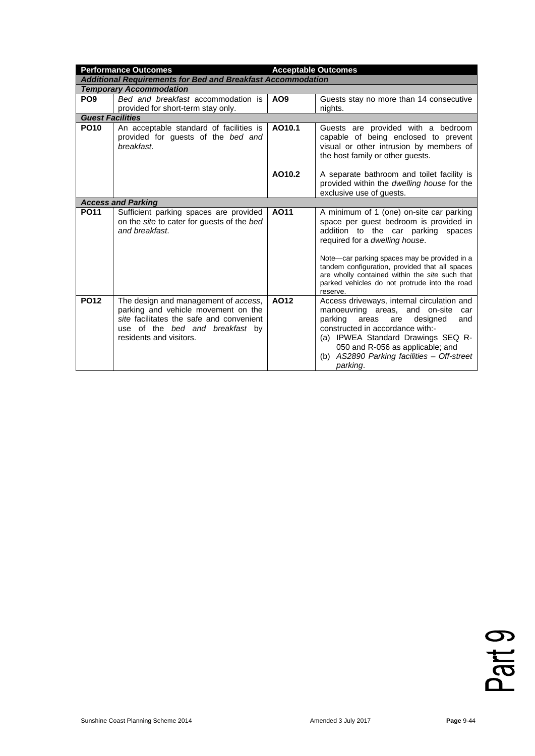| Performance Outcomes | | Acceptable Outcomes | |
|---|---|---|---|
| ***Additional Requirements for Bed and Breakfast Accommodation*** | | | |
| ***Temporary Accommodation*** | | | |
| **PO9** | *Bed and breakfast* accommodation is provided for short-term stay only. | **AO9** | Guests stay no more than 14 consecutive nights. |
| ***Guest Facilities*** | | | |
| **PO10** | An acceptable standard of facilities is provided for guests of the *bed and breakfast*. | **AO10.1** | Guests are provided with a bedroom capable of being enclosed to prevent visual or other intrusion by members of the host family or other guests. |
| | | **AO10.2** | A separate bathroom and toilet facility is provided within the *dwelling house* for the exclusive use of guests. |
| ***Access and Parking*** | | | |
| **PO11** | Sufficient parking spaces are provided on the *site* to cater for guests of the *bed and breakfast*. | **AO11** | A minimum of 1 (one) on-site car parking space per guest bedroom is provided in addition to the car parking spaces required for a *dwelling house*.<br><br>Note—car parking spaces may be provided in a tandem configuration, provided that all spaces are wholly contained within the *site* such that parked vehicles do not protrude into the road reserve. |
| **PO12** | The design and management of *access*, parking and vehicle movement on the *site* facilitates the safe and convenient use of the *bed and breakfast* by residents and visitors. | **AO12** | Access driveways, internal circulation and manoeuvring areas, and on-site car parking areas are designed and constructed in accordance with:-<br>(a) IPWEA Standard Drawings SEQ R-050 and R-056 as applicable; and<br>(b) *AS2890 Parking facilities – Off-street parking*. |